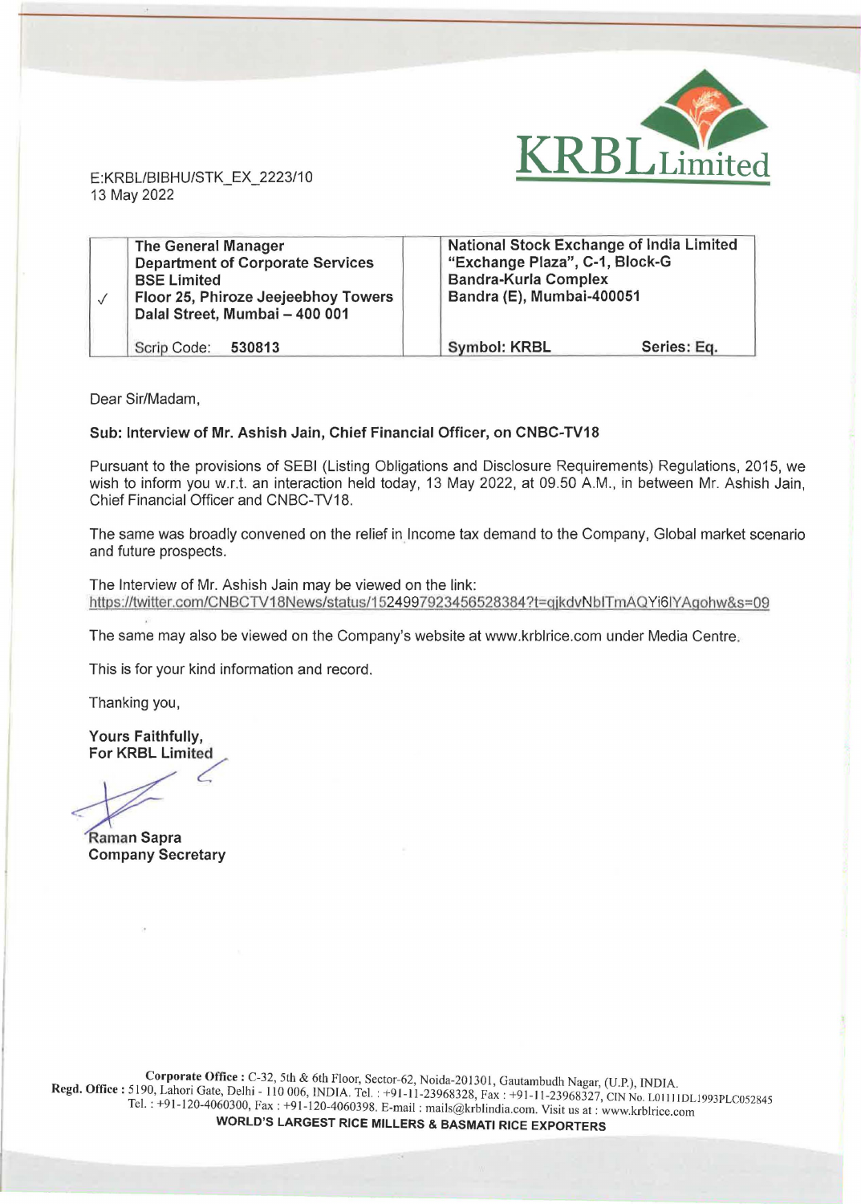KRBL Limited

E:KRBL/BIBHU/STK_EX_2223/10
13 May 2022

| | | | |
|---|---|---|---|
| ✓ | **The General Manager**<br>**Department of Corporate Services**<br>**BSE Limited**<br>**Floor 25, Phiroze Jeejeebhoy Towers**<br>**Dalal Street, Mumbai – 400 001** | | **National Stock Exchange of India Limited**<br>**"Exchange Plaza", C-1, Block-G**<br>**Bandra-Kurla Complex**<br>**Bandra (E), Mumbai-400051** |
| | Scrip Code: **530813** | | **Symbol: KRBL** &nbsp;&nbsp;&nbsp;&nbsp; **Series: Eq.** |

Dear Sir/Madam,

**Sub: Interview of Mr. Ashish Jain, Chief Financial Officer, on CNBC-TV18**

Pursuant to the provisions of SEBI (Listing Obligations and Disclosure Requirements) Regulations, 2015, we wish to inform you w.r.t. an interaction held today, 13 May 2022, at 09.50 A.M., in between Mr. Ashish Jain, Chief Financial Officer and CNBC-TV18.

The same was broadly convened on the relief in Income tax demand to the Company, Global market scenario and future prospects.

The Interview of Mr. Ashish Jain may be viewed on the link:
https://twitter.com/CNBCTV18News/status/1524997923456528384?t=qjkdvNbITmAQYi6IYAgohw&s=09

The same may also be viewed on the Company's website at www.krblrice.com under Media Centre.

This is for your kind information and record.

Thanking you,

**Yours Faithfully,**
**For KRBL Limited**

Raman Sapra
**Company Secretary**

**Corporate Office :** C-32, 5th & 6th Floor, Sector-62, Noida-201301, Gautambudh Nagar, (U.P.), INDIA.
**Regd. Office :** 5190, Lahori Gate, Delhi - 110 006, INDIA. Tel. : +91-11-23968328, Fax : +91-11-23968327, CIN No. L01111DL1993PLC052845
Tel. : +91-120-4060300, Fax : +91-120-4060398. E-mail : mails@krblindia.com. Visit us at : www.krblrice.com
**WORLD'S LARGEST RICE MILLERS & BASMATI RICE EXPORTERS**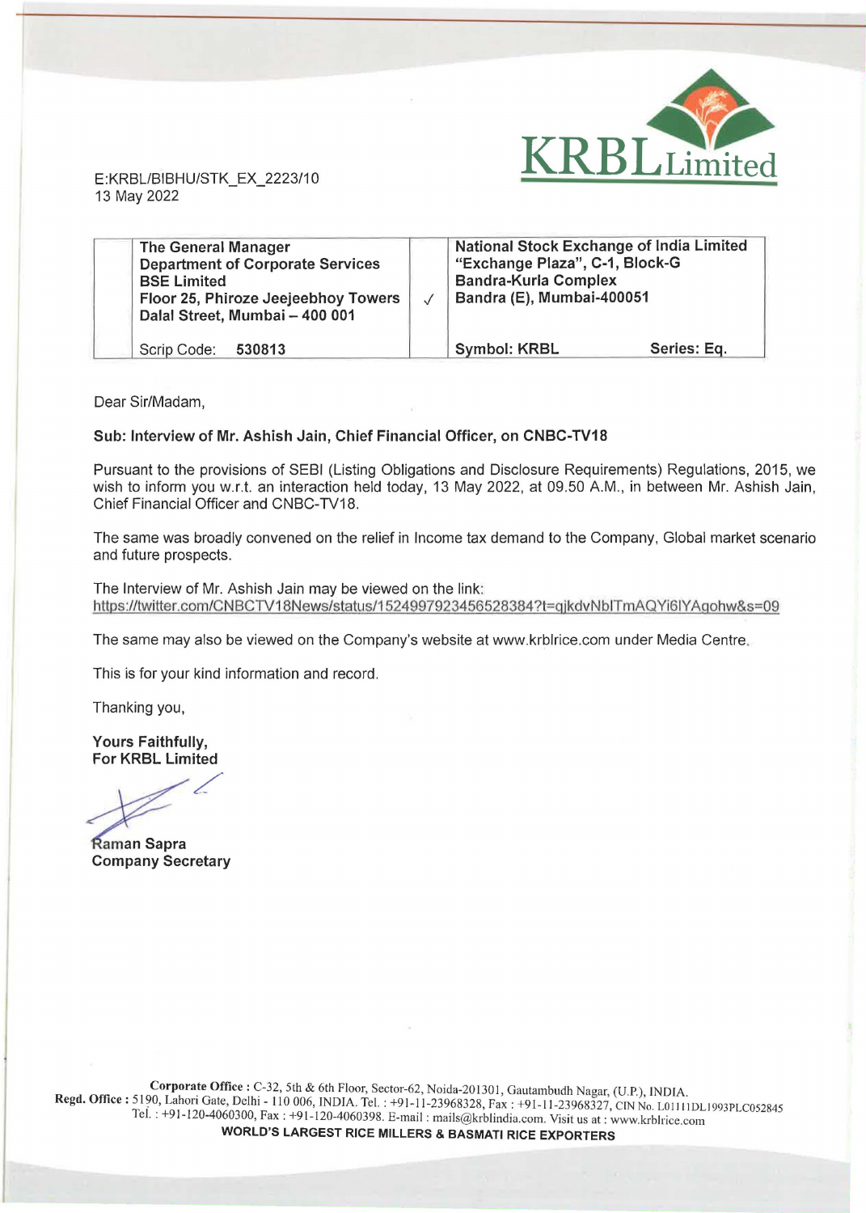KRBL Limited

E:KRBL/BIBHU/STK_EX_2223/10
13 May 2022

| | | | |
|---|---|---|---|
| | **The General Manager**<br>**Department of Corporate Services**<br>**BSE Limited**<br>**Floor 25, Phiroze Jeejeebhoy Towers**<br>**Dalal Street, Mumbai – 400 001** | ✓ | **National Stock Exchange of India Limited**<br>**"Exchange Plaza", C-1, Block-G**<br>**Bandra-Kurla Complex**<br>**Bandra (E), Mumbai-400051** |
| | Scrip Code: **530813** | | **Symbol: KRBL** **Series: Eq.** |

Dear Sir/Madam,

**Sub: Interview of Mr. Ashish Jain, Chief Financial Officer, on CNBC-TV18**

Pursuant to the provisions of SEBI (Listing Obligations and Disclosure Requirements) Regulations, 2015, we wish to inform you w.r.t. an interaction held today, 13 May 2022, at 09.50 A.M., in between Mr. Ashish Jain, Chief Financial Officer and CNBC-TV18.

The same was broadly convened on the relief in Income tax demand to the Company, Global market scenario and future prospects.

The Interview of Mr. Ashish Jain may be viewed on the link:
https://twitter.com/CNBCTV18News/status/1524997923456528384?t=qjkdvNblTmAQYi6lYAgohw&s=09

The same may also be viewed on the Company's website at www.krblrice.com under Media Centre.

This is for your kind information and record.

Thanking you,

**Yours Faithfully,**
**For KRBL Limited**

**Raman Sapra**
**Company Secretary**

**Corporate Office :** C-32, 5th & 6th Floor, Sector-62, Noida-201301, Gautambudh Nagar, (U.P.), INDIA.
**Regd. Office :** 5190, Lahori Gate, Delhi - 110 006, INDIA. Tel. : +91-11-23968328, Fax : +91-11-23968327, CIN No. L01111DL1993PLC052845
Tel. : +91-120-4060300, Fax : +91-120-4060398. E-mail : mails@krblindia.com. Visit us at : www.krblrice.com
**WORLD'S LARGEST RICE MILLERS & BASMATI RICE EXPORTERS**